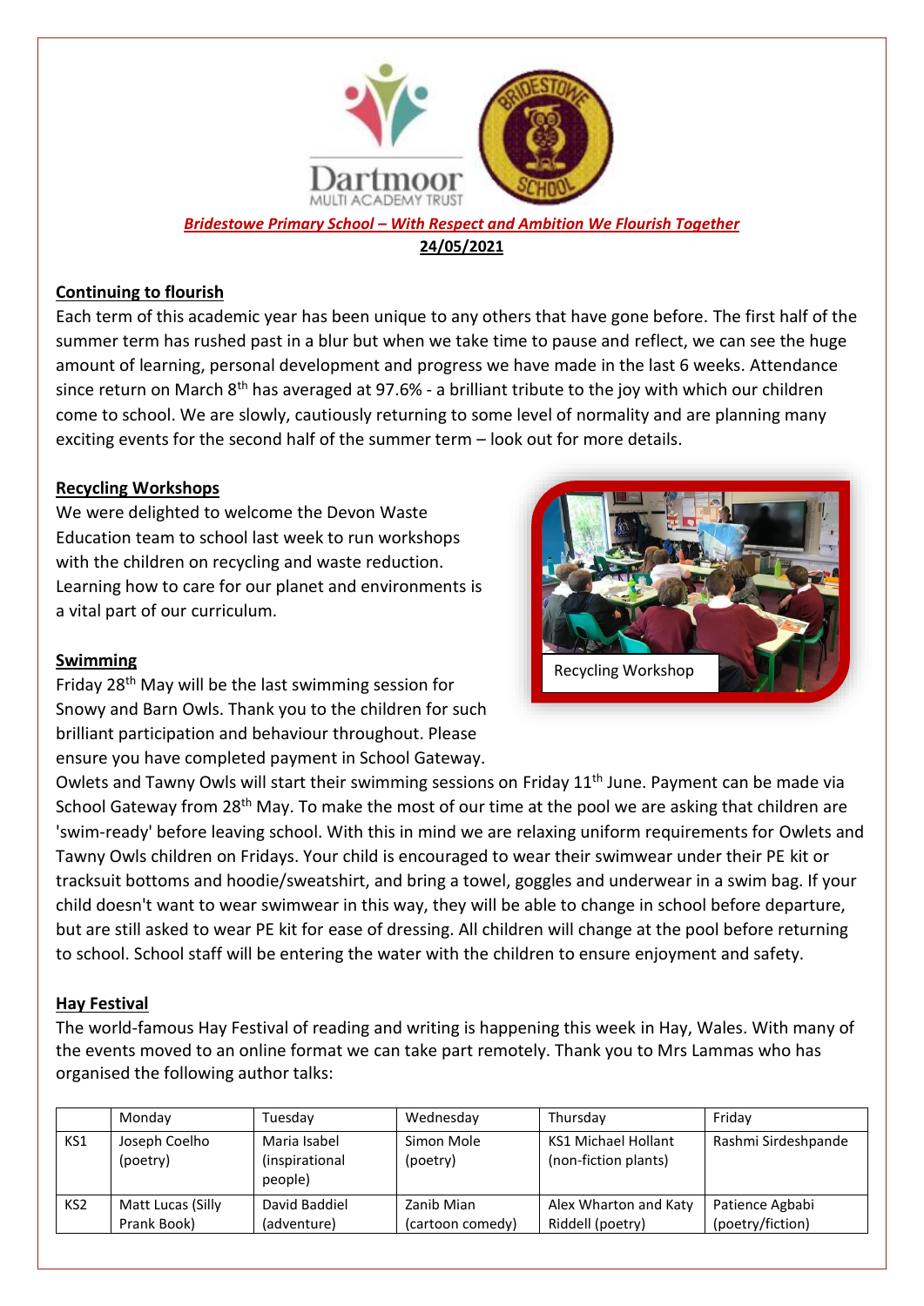***Bridestowe Primary School – With Respect and Ambition We Flourish Together***

**24/05/2021**

## Continuing to flourish

Each term of this academic year has been unique to any others that have gone before. The first half of the summer term has rushed past in a blur but when we take time to pause and reflect, we can see the huge amount of learning, personal development and progress we have made in the last 6 weeks. Attendance since return on March 8th has averaged at 97.6% - a brilliant tribute to the joy with which our children come to school. We are slowly, cautiously returning to some level of normality and are planning many exciting events for the second half of the summer term – look out for more details.

## Recycling Workshops

We were delighted to welcome the Devon Waste Education team to school last week to run workshops with the children on recycling and waste reduction. Learning how to care for our planet and environments is a vital part of our curriculum.

Recycling Workshop

## Swimming

Friday 28th May will be the last swimming session for Snowy and Barn Owls. Thank you to the children for such brilliant participation and behaviour throughout. Please ensure you have completed payment in School Gateway. Owlets and Tawny Owls will start their swimming sessions on Friday 11th June. Payment can be made via School Gateway from 28th May. To make the most of our time at the pool we are asking that children are 'swim-ready' before leaving school. With this in mind we are relaxing uniform requirements for Owlets and Tawny Owls children on Fridays. Your child is encouraged to wear their swimwear under their PE kit or tracksuit bottoms and hoodie/sweatshirt, and bring a towel, goggles and underwear in a swim bag. If your child doesn't want to wear swimwear in this way, they will be able to change in school before departure, but are still asked to wear PE kit for ease of dressing. All children will change at the pool before returning to school. School staff will be entering the water with the children to ensure enjoyment and safety.

## Hay Festival

The world-famous Hay Festival of reading and writing is happening this week in Hay, Wales. With many of the events moved to an online format we can take part remotely. Thank you to Mrs Lammas who has organised the following author talks:

| | Monday | Tuesday | Wednesday | Thursday | Friday |
|---|---|---|---|---|---|
| KS1 | Joseph Coelho (poetry) | Maria Isabel (inspirational people) | Simon Mole (poetry) | KS1 Michael Hollant (non-fiction plants) | Rashmi Sirdeshpande |
| KS2 | Matt Lucas (Silly Prank Book) | David Baddiel (adventure) | Zanib Mian (cartoon comedy) | Alex Wharton and Katy Riddell (poetry) | Patience Agbabi (poetry/fiction) |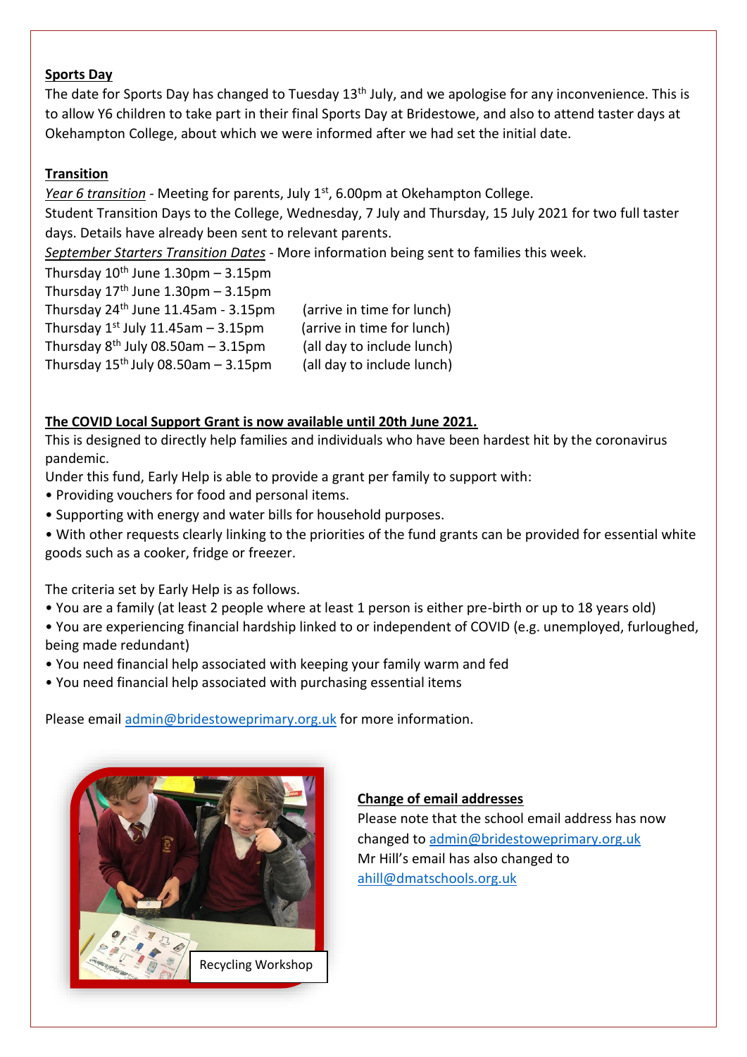**Sports Day**

The date for Sports Day has changed to Tuesday 13th July, and we apologise for any inconvenience. This is to allow Y6 children to take part in their final Sports Day at Bridestowe, and also to attend taster days at Okehampton College, about which we were informed after we had set the initial date.

**Transition**

*Year 6 transition* - Meeting for parents, July 1st, 6.00pm at Okehampton College.

Student Transition Days to the College, Wednesday, 7 July and Thursday, 15 July 2021 for two full taster days. Details have already been sent to relevant parents.

*September Starters Transition Dates* - More information being sent to families this week.

Thursday 10th June 1.30pm – 3.15pm
Thursday 17th June 1.30pm – 3.15pm
Thursday 24th June 11.45am - 3.15pm (arrive in time for lunch)
Thursday 1st July 11.45am – 3.15pm (arrive in time for lunch)
Thursday 8th July 08.50am – 3.15pm (all day to include lunch)
Thursday 15th July 08.50am – 3.15pm (all day to include lunch)

**The COVID Local Support Grant is now available until 20th June 2021.**

This is designed to directly help families and individuals who have been hardest hit by the coronavirus pandemic.

Under this fund, Early Help is able to provide a grant per family to support with:

- Providing vouchers for food and personal items.
- Supporting with energy and water bills for household purposes.
- With other requests clearly linking to the priorities of the fund grants can be provided for essential white goods such as a cooker, fridge or freezer.

The criteria set by Early Help is as follows.

- You are a family (at least 2 people where at least 1 person is either pre-birth or up to 18 years old)
- You are experiencing financial hardship linked to or independent of COVID (e.g. unemployed, furloughed, being made redundant)
- You need financial help associated with keeping your family warm and fed
- You need financial help associated with purchasing essential items

Please email admin@bridestoweprimary.org.uk for more information.

Recycling Workshop

**Change of email addresses**

Please note that the school email address has now changed to admin@bridestoweprimary.org.uk

Mr Hill's email has also changed to ahill@dmatschools.org.uk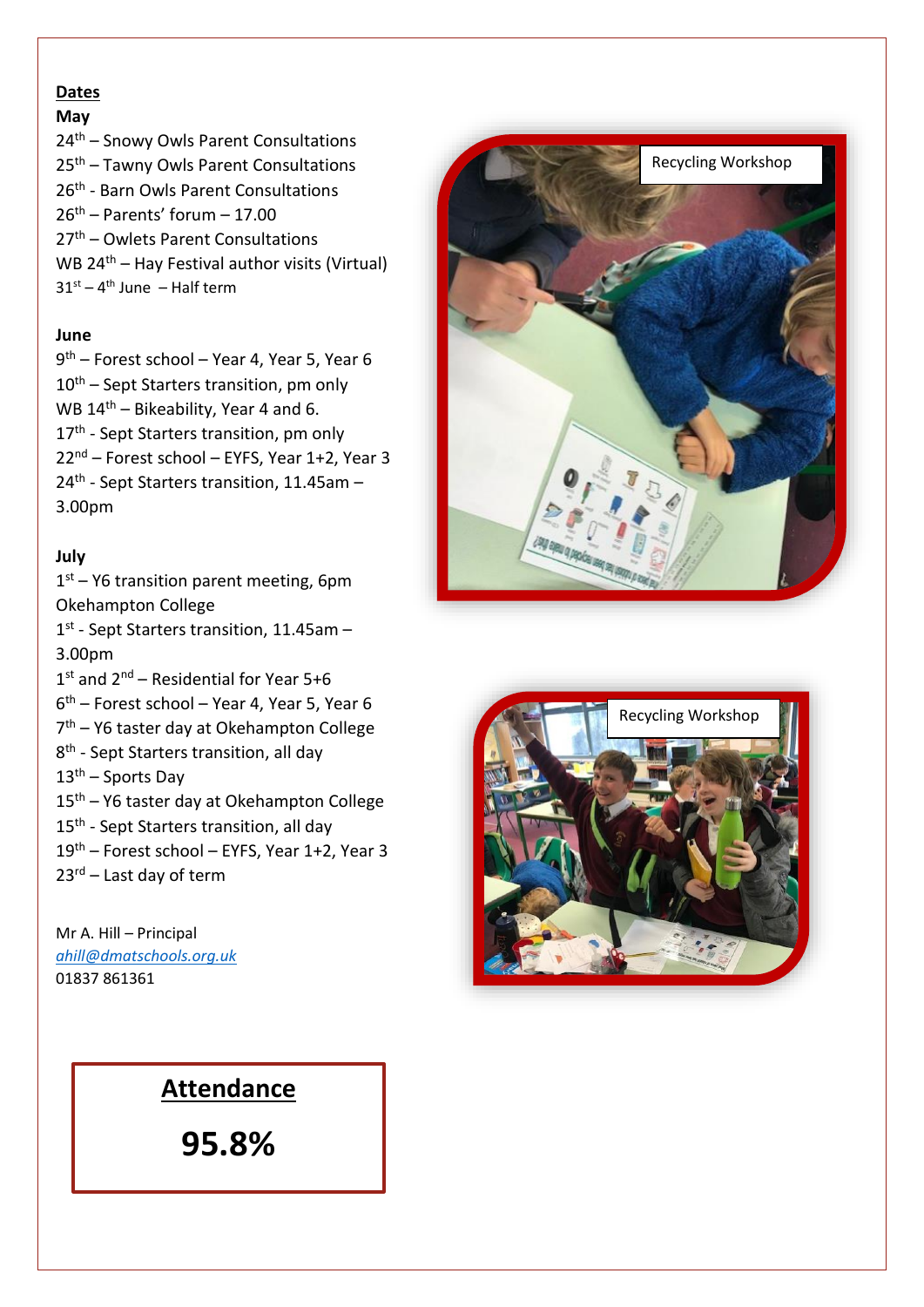## Dates

### May

24th – Snowy Owls Parent Consultations
25th – Tawny Owls Parent Consultations
26th - Barn Owls Parent Consultations
26th – Parents' forum – 17.00
27th – Owlets Parent Consultations
WB 24th – Hay Festival author visits (Virtual)
31st – 4th June – Half term

### June

9th – Forest school – Year 4, Year 5, Year 6
10th – Sept Starters transition, pm only
WB 14th – Bikeability, Year 4 and 6.
17th - Sept Starters transition, pm only
22nd – Forest school – EYFS, Year 1+2, Year 3
24th - Sept Starters transition, 11.45am – 3.00pm

### July

1st – Y6 transition parent meeting, 6pm Okehampton College
1st - Sept Starters transition, 11.45am – 3.00pm
1st and 2nd – Residential for Year 5+6
6th – Forest school – Year 4, Year 5, Year 6
7th – Y6 taster day at Okehampton College
8th - Sept Starters transition, all day
13th – Sports Day
15th – Y6 taster day at Okehampton College
15th - Sept Starters transition, all day
19th – Forest school – EYFS, Year 1+2, Year 3
23rd – Last day of term

Mr A. Hill – Principal
*ahill@dmatschools.org.uk*
01837 861361

Recycling Workshop

Recycling Workshop

## Attendance

**95.8%**